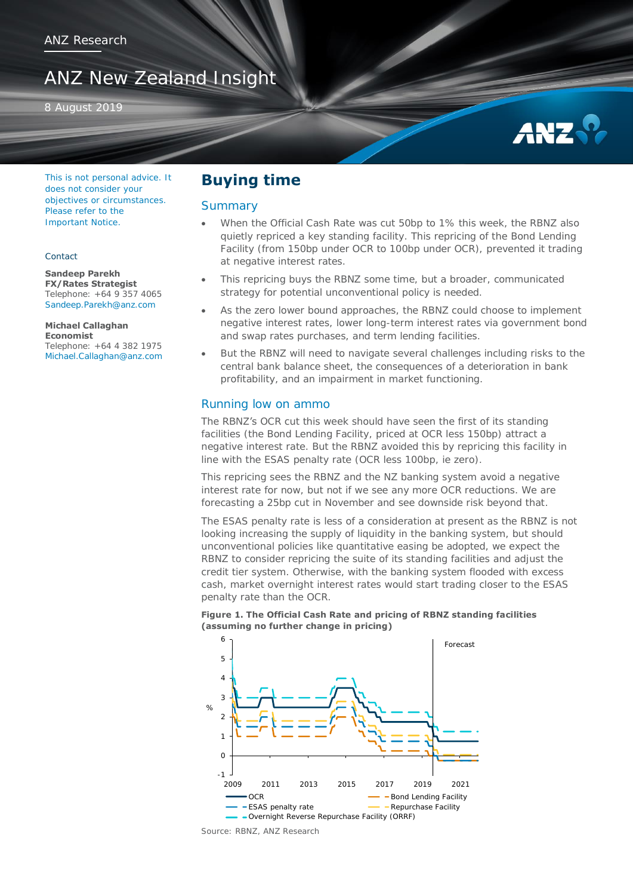ANZ Research

# ANZ New Zealand Insight

8 August 2019

This is not personal advice. It does not consider your objectives or circumstances. Please refer to the Important Notice.

Contact

**Sandeep Parekh**
**FX/Rates Strategist**
Telephone: +64 9 357 4065
Sandeep.Parekh@anz.com

**Michael Callaghan**
**Economist**
Telephone: +64 4 382 1975
Michael.Callaghan@anz.com

## Buying time

### Summary

- When the Official Cash Rate was cut 50bp to 1% this week, the RBNZ also quietly repriced a key standing facility. This repricing of the Bond Lending Facility (from 150bp under OCR to 100bp under OCR), prevented it trading at negative interest rates.
- This repricing buys the RBNZ some time, but a broader, communicated strategy for potential unconventional policy is needed.
- As the zero lower bound approaches, the RBNZ could choose to implement negative interest rates, lower long-term interest rates via government bond and swap rates purchases, and term lending facilities.
- But the RBNZ will need to navigate several challenges including risks to the central bank balance sheet, the consequences of a deterioration in bank profitability, and an impairment in market functioning.

### Running low on ammo

The RBNZ's OCR cut this week should have seen the first of its standing facilities (the Bond Lending Facility, priced at OCR less 150bp) attract a negative interest rate. But the RBNZ avoided this by repricing this facility in line with the ESAS penalty rate (OCR less 100bp, ie zero).

This repricing sees the RBNZ and the NZ banking system avoid a negative interest rate for now, but not if we see any more OCR reductions. We are forecasting a 25bp cut in November and see downside risk beyond that.

The ESAS penalty rate is less of a consideration at present as the RBNZ is not looking increasing the supply of liquidity in the banking system, but should unconventional policies like quantitative easing be adopted, we expect the RBNZ to consider repricing the suite of its standing facilities and adjust the credit tier system. Otherwise, with the banking system flooded with excess cash, market overnight interest rates would start trading closer to the ESAS penalty rate than the OCR.

**Figure 1. The Official Cash Rate and pricing of RBNZ standing facilities (assuming no further change in pricing)**

Source: RBNZ, ANZ Research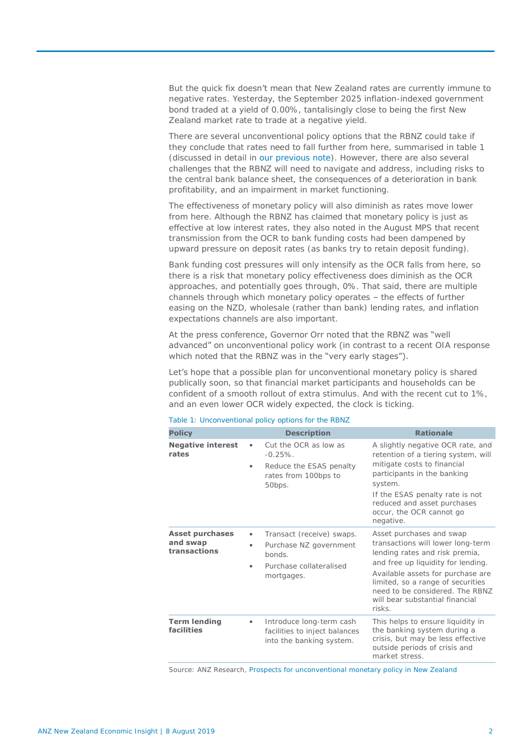But the quick fix doesn't mean that New Zealand rates are currently immune to negative rates. Yesterday, the September 2025 inflation-indexed government bond traded at a yield of 0.00%, tantalisingly close to being the first New Zealand market rate to trade at a negative yield.

There are several unconventional policy options that the RBNZ could take if they conclude that rates need to fall further from here, summarised in table 1 (discussed in detail in our previous note). However, there are also several challenges that the RBNZ will need to navigate and address, including risks to the central bank balance sheet, the consequences of a deterioration in bank profitability, and an impairment in market functioning.

The effectiveness of monetary policy will also diminish as rates move lower from here. Although the RBNZ has claimed that monetary policy is just as effective at low interest rates, they also noted in the August MPS that recent transmission from the OCR to bank funding costs had been dampened by upward pressure on deposit rates (as banks try to retain deposit funding).

Bank funding cost pressures will only intensify as the OCR falls from here, so there is a risk that monetary policy effectiveness does diminish as the OCR approaches, and potentially goes through, 0%. That said, there are multiple channels through which monetary policy operates – the effects of further easing on the NZD, wholesale (rather than bank) lending rates, and inflation expectations channels are also important.

At the press conference, Governor Orr noted that the RBNZ was "well advanced" on unconventional policy work (in contrast to a recent OIA response which noted that the RBNZ was in the "very early stages").

Let's hope that a possible plan for unconventional monetary policy is shared publically soon, so that financial market participants and households can be confident of a smooth rollout of extra stimulus. And with the recent cut to 1%, and an even lower OCR widely expected, the clock is ticking.

Table 1: Unconventional policy options for the RBNZ

| Policy | Description | Rationale |
|---|---|---|
| **Negative interest rates** | • Cut the OCR as low as -0.25%.<br>• Reduce the ESAS penalty rates from 100bps to 50bps. | A slightly negative OCR rate, and retention of a tiering system, will mitigate costs to financial participants in the banking system.<br>If the ESAS penalty rate is not reduced and asset purchases occur, the OCR cannot go negative. |
| **Asset purchases and swap transactions** | • Transact (receive) swaps.<br>• Purchase NZ government bonds.<br>• Purchase collateralised mortgages. | Asset purchases and swap transactions will lower long-term lending rates and risk premia, and free up liquidity for lending.<br>Available assets for purchase are limited, so a range of securities need to be considered. The RBNZ will bear substantial financial risks. |
| **Term lending facilities** | • Introduce long-term cash facilities to inject balances into the banking system. | This helps to ensure liquidity in the banking system during a crisis, but may be less effective outside periods of crisis and market stress. |

Source: ANZ Research, Prospects for unconventional monetary policy in New Zealand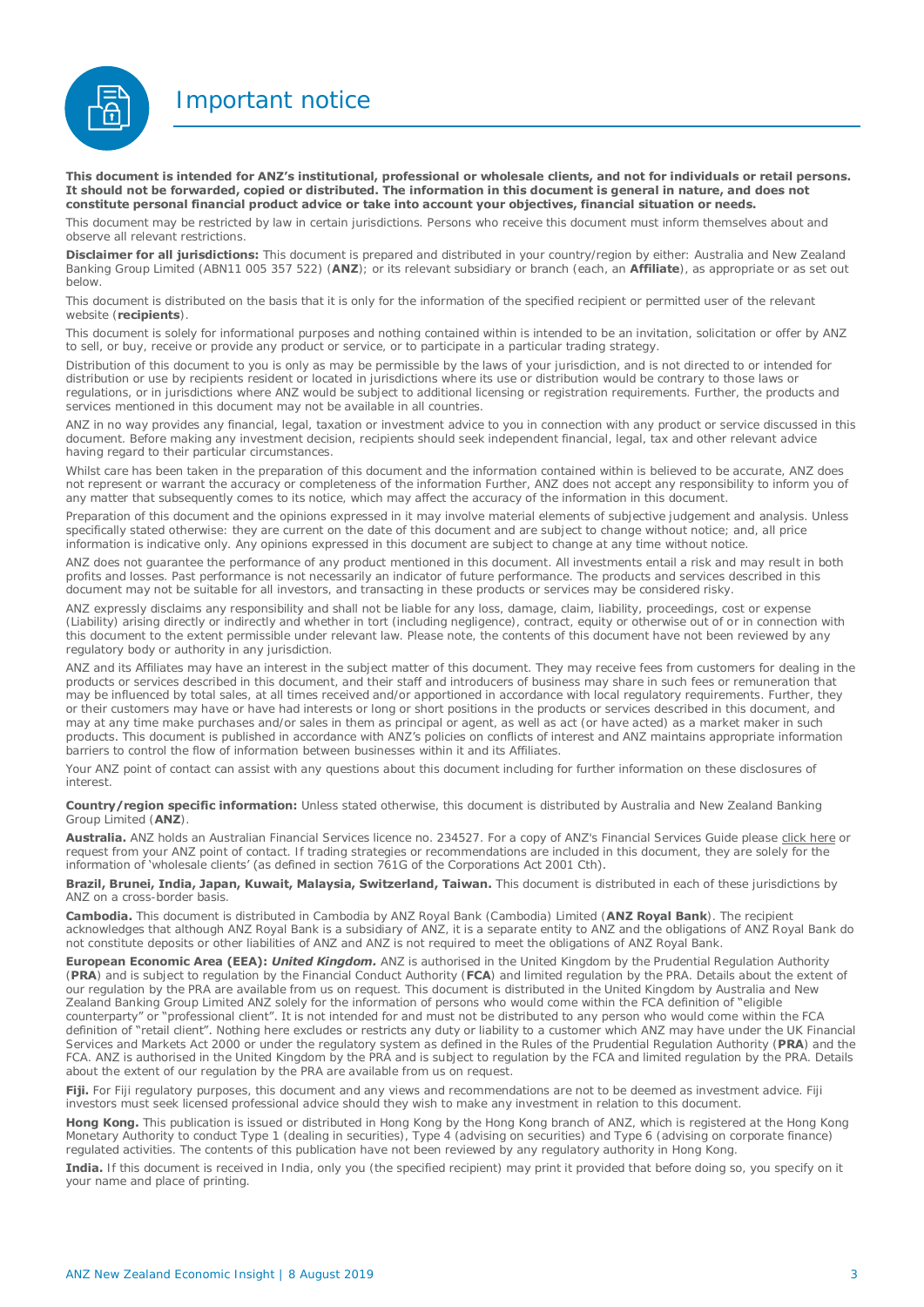# Important notice

**This document is intended for ANZ's institutional, professional or wholesale clients, and not for individuals or retail persons. It should not be forwarded, copied or distributed. The information in this document is general in nature, and does not constitute personal financial product advice or take into account your objectives, financial situation or needs.**

This document may be restricted by law in certain jurisdictions. Persons who receive this document must inform themselves about and observe all relevant restrictions.

**Disclaimer for all jurisdictions:** This document is prepared and distributed in your country/region by either: Australia and New Zealand Banking Group Limited (ABN11 005 357 522) (**ANZ**); or its relevant subsidiary or branch (each, an **Affiliate**), as appropriate or as set out below.

This document is distributed on the basis that it is only for the information of the specified recipient or permitted user of the relevant website (**recipients**).

This document is solely for informational purposes and nothing contained within is intended to be an invitation, solicitation or offer by ANZ to sell, or buy, receive or provide any product or service, or to participate in a particular trading strategy.

Distribution of this document to you is only as may be permissible by the laws of your jurisdiction, and is not directed to or intended for distribution or use by recipients resident or located in jurisdictions where its use or distribution would be contrary to those laws or regulations, or in jurisdictions where ANZ would be subject to additional licensing or registration requirements. Further, the products and services mentioned in this document may not be available in all countries.

ANZ in no way provides any financial, legal, taxation or investment advice to you in connection with any product or service discussed in this document. Before making any investment decision, recipients should seek independent financial, legal, tax and other relevant advice having regard to their particular circumstances.

Whilst care has been taken in the preparation of this document and the information contained within is believed to be accurate, ANZ does not represent or warrant the accuracy or completeness of the information Further, ANZ does not accept any responsibility to inform you of any matter that subsequently comes to its notice, which may affect the accuracy of the information in this document.

Preparation of this document and the opinions expressed in it may involve material elements of subjective judgement and analysis. Unless specifically stated otherwise: they are current on the date of this document and are subject to change without notice; and, all price information is indicative only. Any opinions expressed in this document are subject to change at any time without notice.

ANZ does not guarantee the performance of any product mentioned in this document. All investments entail a risk and may result in both profits and losses. Past performance is not necessarily an indicator of future performance. The products and services described in this document may not be suitable for all investors, and transacting in these products or services may be considered risky.

ANZ expressly disclaims any responsibility and shall not be liable for any loss, damage, claim, liability, proceedings, cost or expense (Liability) arising directly or indirectly and whether in tort (including negligence), contract, equity or otherwise out of or in connection with this document to the extent permissible under relevant law. Please note, the contents of this document have not been reviewed by any regulatory body or authority in any jurisdiction.

ANZ and its Affiliates may have an interest in the subject matter of this document. They may receive fees from customers for dealing in the products or services described in this document, and their staff and introducers of business may share in such fees or remuneration that may be influenced by total sales, at all times received and/or apportioned in accordance with local regulatory requirements. Further, they or their customers may have or have had interests or long or short positions in the products or services described in this document, and may at any time make purchases and/or sales in them as principal or agent, as well as act (or have acted) as a market maker in such products. This document is published in accordance with ANZ's policies on conflicts of interest and ANZ maintains appropriate information barriers to control the flow of information between businesses within it and its Affiliates.

Your ANZ point of contact can assist with any questions about this document including for further information on these disclosures of interest.

**Country/region specific information:** Unless stated otherwise, this document is distributed by Australia and New Zealand Banking Group Limited (**ANZ**).

**Australia.** ANZ holds an Australian Financial Services licence no. 234527. For a copy of ANZ's Financial Services Guide please click here or request from your ANZ point of contact. If trading strategies or recommendations are included in this document, they are solely for the information of 'wholesale clients' (as defined in section 761G of the Corporations Act 2001 Cth).

**Brazil, Brunei, India, Japan, Kuwait, Malaysia, Switzerland, Taiwan.** This document is distributed in each of these jurisdictions by ANZ on a cross-border basis.

**Cambodia.** This document is distributed in Cambodia by ANZ Royal Bank (Cambodia) Limited (**ANZ Royal Bank**). The recipient acknowledges that although ANZ Royal Bank is a subsidiary of ANZ, it is a separate entity to ANZ and the obligations of ANZ Royal Bank do not constitute deposits or other liabilities of ANZ and ANZ is not required to meet the obligations of ANZ Royal Bank.

**European Economic Area (EEA):** ***United Kingdom.*** ANZ is authorised in the United Kingdom by the Prudential Regulation Authority (**PRA**) and is subject to regulation by the Financial Conduct Authority (**FCA**) and limited regulation by the PRA. Details about the extent of our regulation by the PRA are available from us on request. This document is distributed in the United Kingdom by Australia and New Zealand Banking Group Limited ANZ solely for the information of persons who would come within the FCA definition of "eligible counterparty" or "professional client". It is not intended for and must not be distributed to any person who would come within the FCA definition of "retail client". Nothing here excludes or restricts any duty or liability to a customer which ANZ may have under the UK Financial Services and Markets Act 2000 or under the regulatory system as defined in the Rules of the Prudential Regulation Authority (**PRA**) and the FCA. ANZ is authorised in the United Kingdom by the PRA and is subject to regulation by the FCA and limited regulation by the PRA. Details about the extent of our regulation by the PRA are available from us on request.

**Fiji.** For Fiji regulatory purposes, this document and any views and recommendations are not to be deemed as investment advice. Fiji investors must seek licensed professional advice should they wish to make any investment in relation to this document.

**Hong Kong.** This publication is issued or distributed in Hong Kong by the Hong Kong branch of ANZ, which is registered at the Hong Kong Monetary Authority to conduct Type 1 (dealing in securities), Type 4 (advising on securities) and Type 6 (advising on corporate finance) regulated activities. The contents of this publication have not been reviewed by any regulatory authority in Hong Kong.

**India.** If this document is received in India, only you (the specified recipient) may print it provided that before doing so, you specify on it your name and place of printing.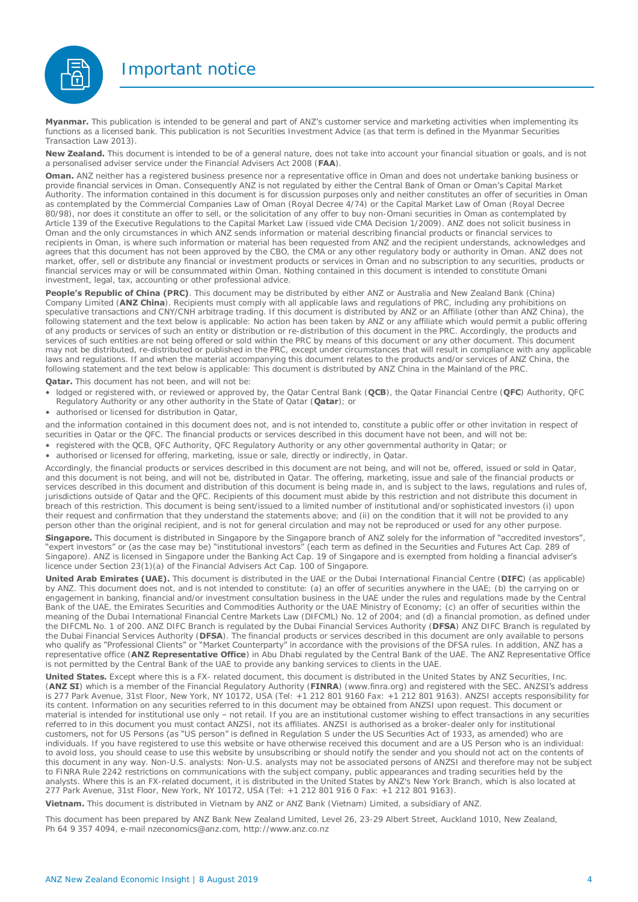# Important notice

**Myanmar.** This publication is intended to be general and part of ANZ's customer service and marketing activities when implementing its functions as a licensed bank. This publication is not Securities Investment Advice (as that term is defined in the Myanmar Securities Transaction Law 2013).

**New Zealand.** This document is intended to be of a general nature, does not take into account your financial situation or goals, and is not a personalised adviser service under the Financial Advisers Act 2008 (**FAA**).

**Oman.** ANZ neither has a registered business presence nor a representative office in Oman and does not undertake banking business or provide financial services in Oman. Consequently ANZ is not regulated by either the Central Bank of Oman or Oman's Capital Market Authority. The information contained in this document is for discussion purposes only and neither constitutes an offer of securities in Oman as contemplated by the Commercial Companies Law of Oman (Royal Decree 4/74) or the Capital Market Law of Oman (Royal Decree 80/98), nor does it constitute an offer to sell, or the solicitation of any offer to buy non-Omani securities in Oman as contemplated by Article 139 of the Executive Regulations to the Capital Market Law (issued vide CMA Decision 1/2009). ANZ does not solicit business in Oman and the only circumstances in which ANZ sends information or material describing financial products or financial services to recipients in Oman, is where such information or material has been requested from ANZ and the recipient understands, acknowledges and agrees that this document has not been approved by the CBO, the CMA or any other regulatory body or authority in Oman. ANZ does not market, offer, sell or distribute any financial or investment products or services in Oman and no subscription to any securities, products or financial services may or will be consummated within Oman. Nothing contained in this document is intended to constitute Omani investment, legal, tax, accounting or other professional advice.

**People's Republic of China (PRC)**. This document may be distributed by either ANZ or Australia and New Zealand Bank (China) Company Limited (**ANZ China**). Recipients must comply with all applicable laws and regulations of PRC, including any prohibitions on speculative transactions and CNY/CNH arbitrage trading. If this document is distributed by ANZ or an Affiliate (other than ANZ China), the following statement and the text below is applicable: No action has been taken by ANZ or any affiliate which would permit a public offering of any products or services of such an entity or distribution or re-distribution of this document in the PRC. Accordingly, the products and services of such entities are not being offered or sold within the PRC by means of this document or any other document. This document may not be distributed, re-distributed or published in the PRC, except under circumstances that will result in compliance with any applicable laws and regulations. If and when the material accompanying this document relates to the products and/or services of ANZ China, the following statement and the text below is applicable: This document is distributed by ANZ China in the Mainland of the PRC.

**Qatar.** This document has not been, and will not be:

- lodged or registered with, or reviewed or approved by, the Qatar Central Bank (**QCB**), the Qatar Financial Centre (**QFC**) Authority, QFC Regulatory Authority or any other authority in the State of Qatar (**Qatar**); or
- authorised or licensed for distribution in Qatar,

and the information contained in this document does not, and is not intended to, constitute a public offer or other invitation in respect of securities in Qatar or the QFC. The financial products or services described in this document have not been, and will not be:

- registered with the QCB, QFC Authority, QFC Regulatory Authority or any other governmental authority in Qatar; or
- authorised or licensed for offering, marketing, issue or sale, directly or indirectly, in Qatar.

Accordingly, the financial products or services described in this document are not being, and will not be, offered, issued or sold in Qatar, and this document is not being, and will not be, distributed in Qatar. The offering, marketing, issue and sale of the financial products or services described in this document and distribution of this document is being made in, and is subject to the laws, regulations and rules of, jurisdictions outside of Qatar and the QFC. Recipients of this document must abide by this restriction and not distribute this document in breach of this restriction. This document is being sent/issued to a limited number of institutional and/or sophisticated investors (i) upon their request and confirmation that they understand the statements above; and (ii) on the condition that it will not be provided to any person other than the original recipient, and is not for general circulation and may not be reproduced or used for any other purpose.

**Singapore.** This document is distributed in Singapore by the Singapore branch of ANZ solely for the information of "accredited investors", "expert investors" or (as the case may be) "institutional investors" (each term as defined in the Securities and Futures Act Cap. 289 of Singapore). ANZ is licensed in Singapore under the Banking Act Cap. 19 of Singapore and is exempted from holding a financial adviser's licence under Section 23(1)(a) of the Financial Advisers Act Cap. 100 of Singapore.

**United Arab Emirates (UAE).** This document is distributed in the UAE or the Dubai International Financial Centre (**DIFC**) (as applicable) by ANZ. This document does not, and is not intended to constitute: (a) an offer of securities anywhere in the UAE; (b) the carrying on or engagement in banking, financial and/or investment consultation business in the UAE under the rules and regulations made by the Central Bank of the UAE, the Emirates Securities and Commodities Authority or the UAE Ministry of Economy; (c) an offer of securities within the meaning of the Dubai International Financial Centre Markets Law (DIFCML) No. 12 of 2004; and (d) a financial promotion, as defined under the DIFCML No. 1 of 200. ANZ DIFC Branch is regulated by the Dubai Financial Services Authority (**DFSA**) ANZ DIFC Branch is regulated by the Dubai Financial Services Authority (**DFSA**). The financial products or services described in this document are only available to persons who qualify as "Professional Clients" or "Market Counterparty" in accordance with the provisions of the DFSA rules. In addition, ANZ has a representative office (**ANZ Representative Office**) in Abu Dhabi regulated by the Central Bank of the UAE. The ANZ Representative Office is not permitted by the Central Bank of the UAE to provide any banking services to clients in the UAE.

**United States.** Except where this is a FX- related document, this document is distributed in the United States by ANZ Securities, Inc. (**ANZ SI**) which is a member of the Financial Regulatory Authority (**FINRA**) (www.finra.org) and registered with the SEC. ANZSI's address is 277 Park Avenue, 31st Floor, New York, NY 10172, USA (Tel: +1 212 801 9160 Fax: +1 212 801 9163). ANZSI accepts responsibility for its content. Information on any securities referred to in this document may be obtained from ANZSI upon request. This document or material is intended for institutional use only – not retail. If you are an institutional customer wishing to effect transactions in any securities referred to in this document you must contact ANZSI, not its affiliates. ANZSI is authorised as a broker-dealer only for institutional customers, not for US Persons (as "US person" is defined in Regulation S under the US Securities Act of 1933, as amended) who are individuals. If you have registered to use this website or have otherwise received this document and are a US Person who is an individual: to avoid loss, you should cease to use this website by unsubscribing or should notify the sender and you should not act on the contents of this document in any way. Non-U.S. analysts: Non-U.S. analysts may not be associated persons of ANZSI and therefore may not be subject to FINRA Rule 2242 restrictions on communications with the subject company, public appearances and trading securities held by the analysts. Where this is an FX-related document, it is distributed in the United States by ANZ's New York Branch, which is also located at 277 Park Avenue, 31st Floor, New York, NY 10172, USA (Tel: +1 212 801 916 0 Fax: +1 212 801 9163).

**Vietnam.** This document is distributed in Vietnam by ANZ or ANZ Bank (Vietnam) Limited, a subsidiary of ANZ.

This document has been prepared by ANZ Bank New Zealand Limited, Level 26, 23-29 Albert Street, Auckland 1010, New Zealand, Ph 64 9 357 4094, e-mail nzeconomics@anz.com, http://www.anz.co.nz